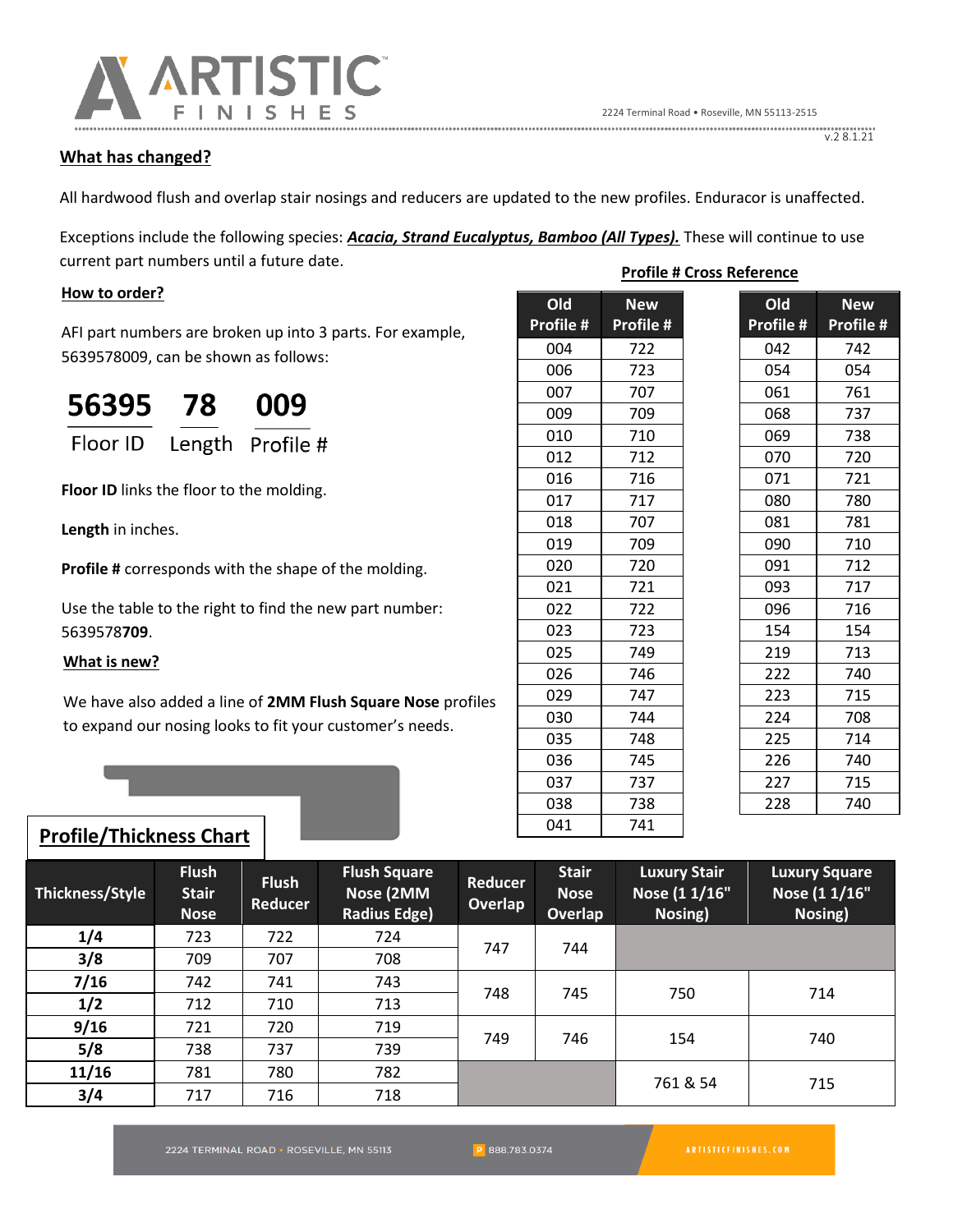# ARTISTIC FINISHES

2224 Terminal Road • Roseville, MN 55113-2515

v.2 8.1.21

## What has changed?

All hardwood flush and overlap stair nosings and reducers are updated to the new profiles. Enduracor is unaffected.

Exceptions include the following species: ***Acacia, Strand Eucalyptus, Bamboo (All Types).*** These will continue to use current part numbers until a future date.

## How to order?

AFI part numbers are broken up into 3 parts. For example, 5639578009, can be shown as follows:

| 56395 | 78 | 009 |
|---|---|---|
| Floor ID | Length | Profile # |

**Floor ID** links the floor to the molding.

**Length** in inches.

**Profile #** corresponds with the shape of the molding.

Use the table to the right to find the new part number: 5639578**709**.

## What is new?

We have also added a line of **2MM Flush Square Nose** profiles to expand our nosing looks to fit your customer's needs.

## Profile # Cross Reference

| Old Profile # | New Profile # |
|---|---|
| 004 | 722 |
| 006 | 723 |
| 007 | 707 |
| 009 | 709 |
| 010 | 710 |
| 012 | 712 |
| 016 | 716 |
| 017 | 717 |
| 018 | 707 |
| 019 | 709 |
| 020 | 720 |
| 021 | 721 |
| 022 | 722 |
| 023 | 723 |
| 025 | 749 |
| 026 | 746 |
| 029 | 747 |
| 030 | 744 |
| 035 | 748 |
| 036 | 745 |
| 037 | 737 |
| 038 | 738 |
| 041 | 741 |

| Old Profile # | New Profile # |
|---|---|
| 042 | 742 |
| 054 | 054 |
| 061 | 761 |
| 068 | 737 |
| 069 | 738 |
| 070 | 720 |
| 071 | 721 |
| 080 | 780 |
| 081 | 781 |
| 090 | 710 |
| 091 | 712 |
| 093 | 717 |
| 096 | 716 |
| 154 | 154 |
| 219 | 713 |
| 222 | 740 |
| 223 | 715 |
| 224 | 708 |
| 225 | 714 |
| 226 | 740 |
| 227 | 715 |
| 228 | 740 |

## Profile/Thickness Chart

| Thickness/Style | Flush Stair Nose | Flush Reducer | Flush Square Nose (2MM Radius Edge) | Reducer Overlap | Stair Nose Overlap | Luxury Stair Nose (1 1/16" Nosing) | Luxury Square Nose (1 1/16" Nosing) |
|---|---|---|---|---|---|---|---|
| **1/4** | 723 | 722 | 724 | 747 | 744 | | |
| **3/8** | 709 | 707 | 708 | | | | |
| **7/16** | 742 | 741 | 743 | 748 | 745 | 750 | 714 |
| **1/2** | 712 | 710 | 713 | | | | |
| **9/16** | 721 | 720 | 719 | 749 | 746 | 154 | 740 |
| **5/8** | 738 | 737 | 739 | | | | |
| **11/16** | 781 | 780 | 782 | | | 761 & 54 | 715 |
| **3/4** | 717 | 716 | 718 | | | | |

2224 TERMINAL ROAD • ROSEVILLE, MN 55113 P 888.783.0374 ARTISTICFINISHES.COM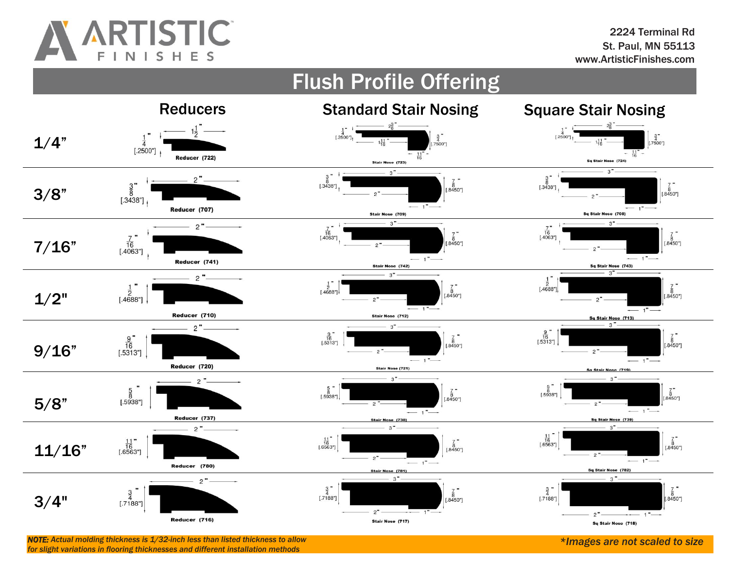ARTISTIC FINISHES

2224 Terminal Rd
St. Paul, MN 55113
www.ArtisticFinishes.com

# Flush Profile Offering

| | Reducers | Standard Stair Nosing | Square Stair Nosing |
|---|---|---|---|
| 1/4" | Reducer (722) — 1/4" [.2500"], 1 1/2" | Stair Nose (723) — 1/4" [.2500"], 2 3/8", 1 11/16", 3/4" [.7500"], 11/16" | Sq Stair Nose (724) — 1/4" [.2500"], 2 3/8", 1 11/16", 3/4" [.7500"], 11/16" |
| 3/8" | Reducer (707) — 3/8" [.3438"], 2" | Stair Nose (709) — 3/8" [.3438"], 3", 2", 7/8" [.8450"], 1" | Sq Stair Nose (708) — 3/8" [.3438"], 3", 2", 7/8" [.8450"], 1" |
| 7/16" | Reducer (741) — 7/16" [.4063"], 2" | Stair Nose (742) — 7/16" [.4063"], 3", 2", 7/8" [.8450"], 1" | Sq Stair Nose (743) — 7/16" [.4063"], 3", 2", 7/8" [.8450"], 1" |
| 1/2" | Reducer (710) — 1/2" [.4688"], 2" | Stair Nose (712) — 1/2" [.4688"], 3", 2", 7/8" [.8450"], 1" | Sq Stair Nose (713) — 1/2" [.4688"], 3", 2", 7/8" [.8450"], 1" |
| 9/16" | Reducer (720) — 9/16" [.5313"], 2" | Stair Nose (721) — 9/16" [.5313"], 3", 2", 7/8" [.8450"], 1" | Sq Stair Nose (719) — 9/16" [.5313"], 3", 2", 7/8" [.8450"], 1" |
| 5/8" | Reducer (737) — 5/8" [.5938"], 2" | Stair Nose (738) — 5/8" [.5938"], 3", 2", 7/8" [.8450"], 1" | Sq Stair Nose (739) — 5/8" [.5938"], 3", 2", 7/8" [.8450"], 1" |
| 11/16" | Reducer (780) — 11/16" [.6563"], 2" | Stair Nose (781) — 11/16" [.6563"], 3", 2", 7/8" [.8450"], 1" | Sq Stair Nose (782) — 11/16" [.6563"], 3", 2", 7/8" [.8450"], 1" |
| 3/4" | Reducer (716) — 3/4" [.7188"], 2" | Stair Nose (717) — 3/4" [.7188"], 3", 2", 7/8" [.8450"], 1" | Sq Stair Nose (718) — 3/4" [.7188"], 3", 2", 7/8" [.8450"], 1" |

***NOTE:** Actual molding thickness is 1/32-inch less than listed thickness to allow for slight variations in flooring thicknesses and different installation methods*

*\*Images are not scaled to size*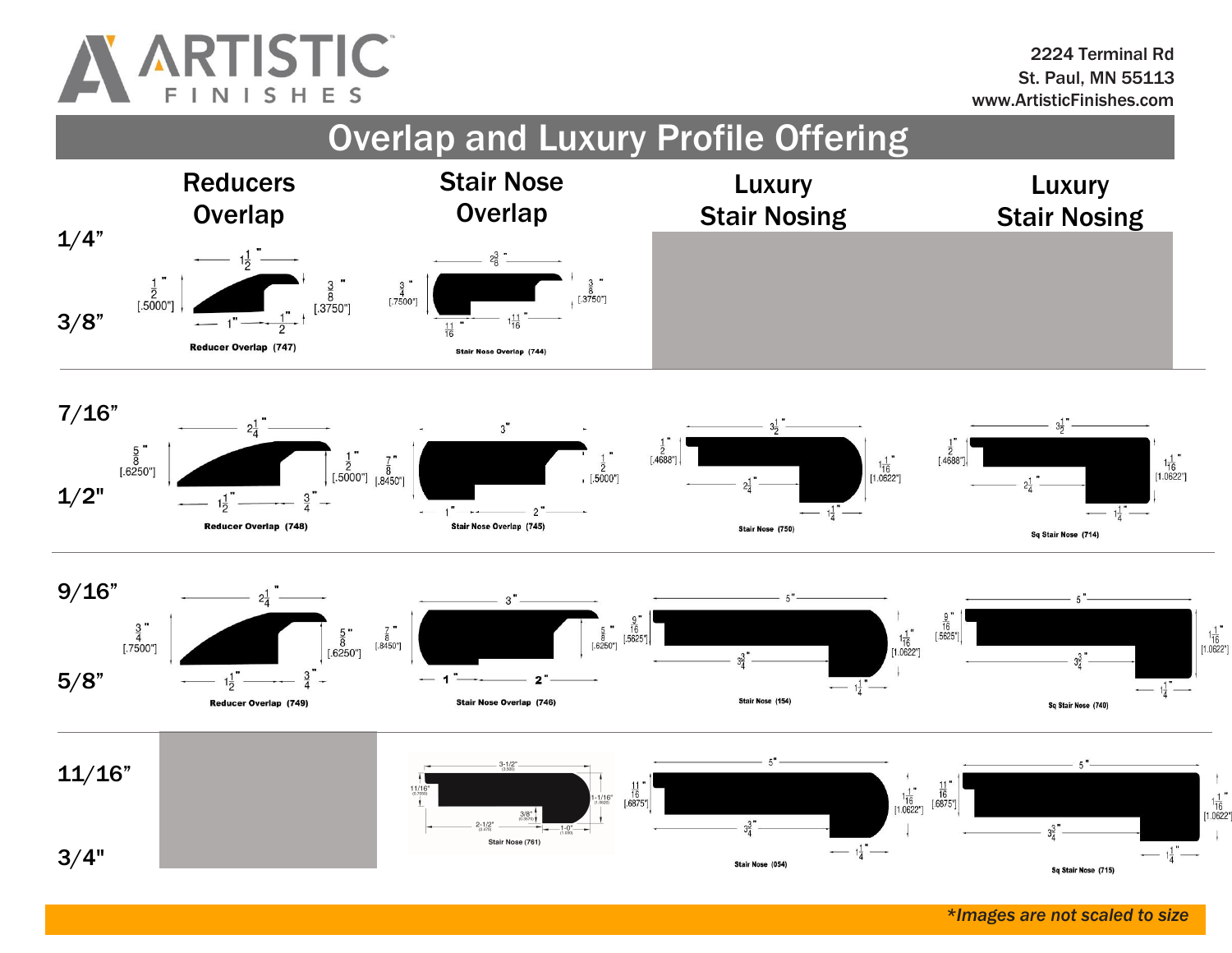ARTISTIC FINISHES

2224 Terminal Rd
St. Paul, MN 55113
www.ArtisticFinishes.com

# Overlap and Luxury Profile Offering

| | Reducers Overlap | Stair Nose Overlap | Luxury Stair Nosing | Luxury Stair Nosing |
|---|---|---|---|---|
| 1/4" – 3/8" | Reducer Overlap (747) | Stair Nose Overlap (744) | | |
| 7/16" – 1/2" | Reducer Overlap (748) | Stair Nose Overlap (745) | Stair Nose (750) | Sq Stair Nose (714) |
| 9/16" – 5/8" | Reducer Overlap (749) | Stair Nose Overlap (746) | Stair Nose (154) | Sq Stair Nose (740) |
| 11/16" – 3/4" | | Stair Nose (761) | Stair Nose (054) | Sq Stair Nose (715) |

Reducer Overlap (747): $1\frac{1}{2}$"; $\frac{1}{2}$" [.5000"]; $\frac{3}{8}$" [.3750"]; 1"; $\frac{1}{2}$"

Stair Nose Overlap (744): $2\frac{3}{8}$"; $\frac{3}{4}$" [.7500"]; $\frac{3}{8}$" [.3750"]; $\frac{11}{16}$"; $1\frac{11}{16}$"

Reducer Overlap (748): $2\frac{1}{4}$"; $\frac{5}{8}$" [.6250"]; $\frac{1}{2}$" [.5000"]; $1\frac{1}{2}$"; $\frac{3}{4}$"

Stair Nose Overlap (745): 3"; $\frac{7}{8}$" [.8450"]; $\frac{1}{2}$" [.5000"]; 1"; 2"

Stair Nose (750): $3\frac{1}{2}$"; $\frac{1}{2}$" [.4688"]; $1\frac{1}{16}$" [1.0622"]; $2\frac{1}{4}$"; $1\frac{1}{4}$"

Sq Stair Nose (714): $3\frac{1}{2}$"; $\frac{1}{2}$" [.4688"]; $1\frac{1}{16}$" [1.0622"]; $2\frac{1}{4}$"; $1\frac{1}{4}$"

Reducer Overlap (749): $2\frac{1}{4}$"; $\frac{3}{4}$" [.7500"]; $\frac{5}{8}$" [.6250"]; $1\frac{1}{2}$"; $\frac{3}{4}$"

Stair Nose Overlap (746): 3"; $\frac{7}{8}$" [.8450"]; $\frac{5}{8}$" [.6250"]; 1"; 2"

Stair Nose (154): 5"; $\frac{9}{16}$" [.5625"]; $1\frac{1}{16}$" [1.0622"]; $3\frac{3}{4}$"; $1\frac{1}{4}$"

Sq Stair Nose (740): 5"; $\frac{9}{16}$" [.5625"]; $1\frac{1}{16}$" [1.0622"]; $3\frac{3}{4}$"; $1\frac{1}{4}$"

Stair Nose (761): 3-1/2" (3.500); 11/16" (0.7050); 1-1/16" (1.0625); 3/8" (0.3570); 2-1/2" (2.470); 1-0" (1.030)

Stair Nose (054): 5"; $\frac{11}{16}$" [.6875"]; $1\frac{1}{16}$" [1.0622"]; $3\frac{3}{4}$"; $1\frac{1}{4}$"

Sq Stair Nose (715): 5"; $\frac{11}{16}$" [.6875"]; $1\frac{1}{16}$" [1.0622"]; $3\frac{3}{4}$"; $1\frac{1}{4}$"

*Images are not scaled to size*